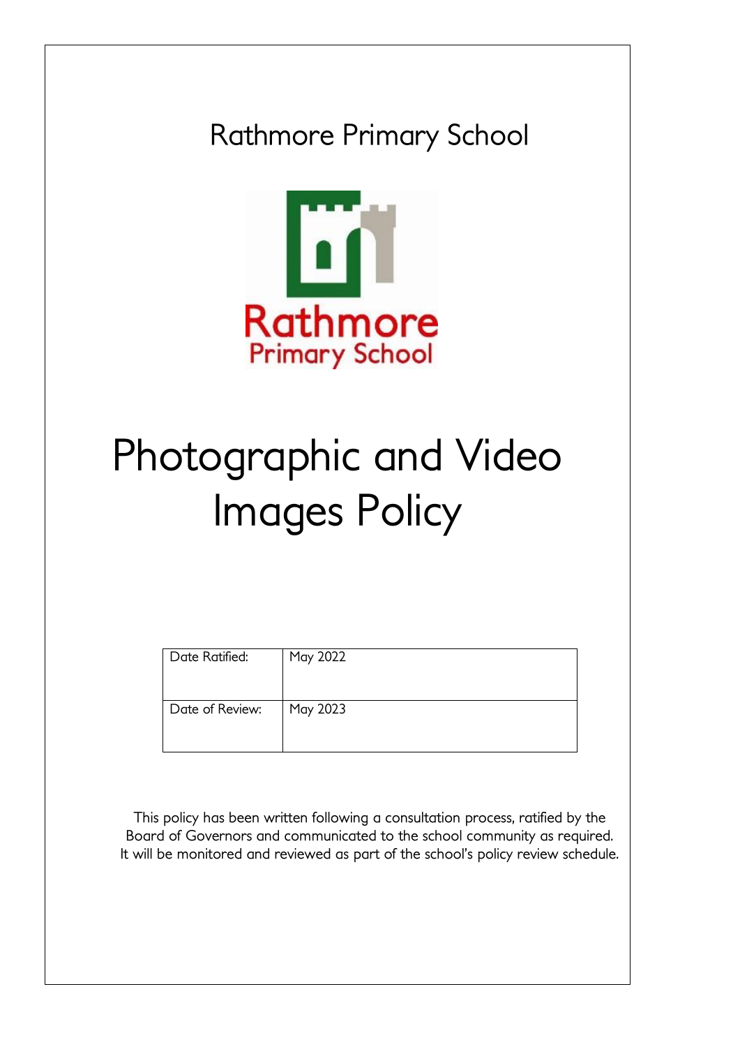Rathmore Primary School

Rathmore
Primary School

# Photographic and Video Images Policy

| | |
|---|---|
| Date Ratified: | May 2022 |
| Date of Review: | May 2023 |

This policy has been written following a consultation process, ratified by the Board of Governors and communicated to the school community as required. It will be monitored and reviewed as part of the school's policy review schedule.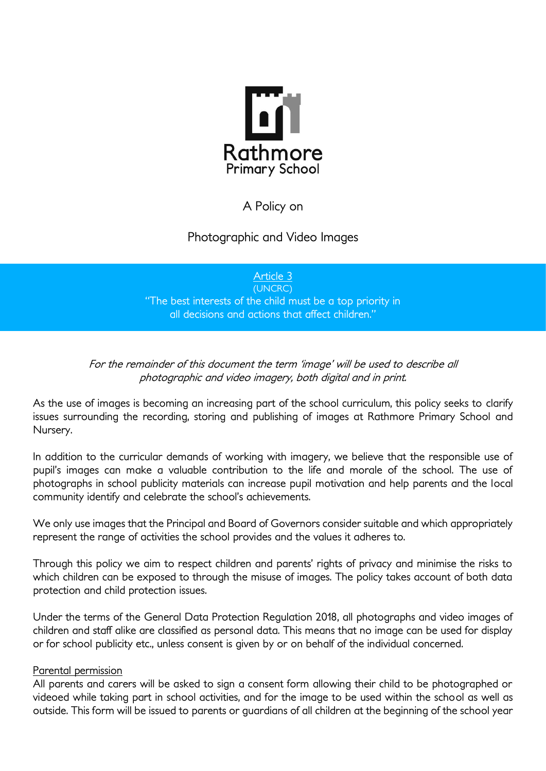Rathmore
Primary School

A Policy on

Photographic and Video Images

Article 3
(UNCRC)
"The best interests of the child must be a top priority in all decisions and actions that affect children."

*For the remainder of this document the term 'image' will be used to describe all photographic and video imagery, both digital and in print.*

As the use of images is becoming an increasing part of the school curriculum, this policy seeks to clarify issues surrounding the recording, storing and publishing of images at Rathmore Primary School and Nursery.

In addition to the curricular demands of working with imagery, we believe that the responsible use of pupil's images can make a valuable contribution to the life and morale of the school. The use of photographs in school publicity materials can increase pupil motivation and help parents and the local community identify and celebrate the school's achievements.

We only use images that the Principal and Board of Governors consider suitable and which appropriately represent the range of activities the school provides and the values it adheres to.

Through this policy we aim to respect children and parents' rights of privacy and minimise the risks to which children can be exposed to through the misuse of images. The policy takes account of both data protection and child protection issues.

Under the terms of the General Data Protection Regulation 2018, all photographs and video images of children and staff alike are classified as personal data. This means that no image can be used for display or for school publicity etc., unless consent is given by or on behalf of the individual concerned.

Parental permission

All parents and carers will be asked to sign a consent form allowing their child to be photographed or videoed while taking part in school activities, and for the image to be used within the school as well as outside. This form will be issued to parents or guardians of all children at the beginning of the school year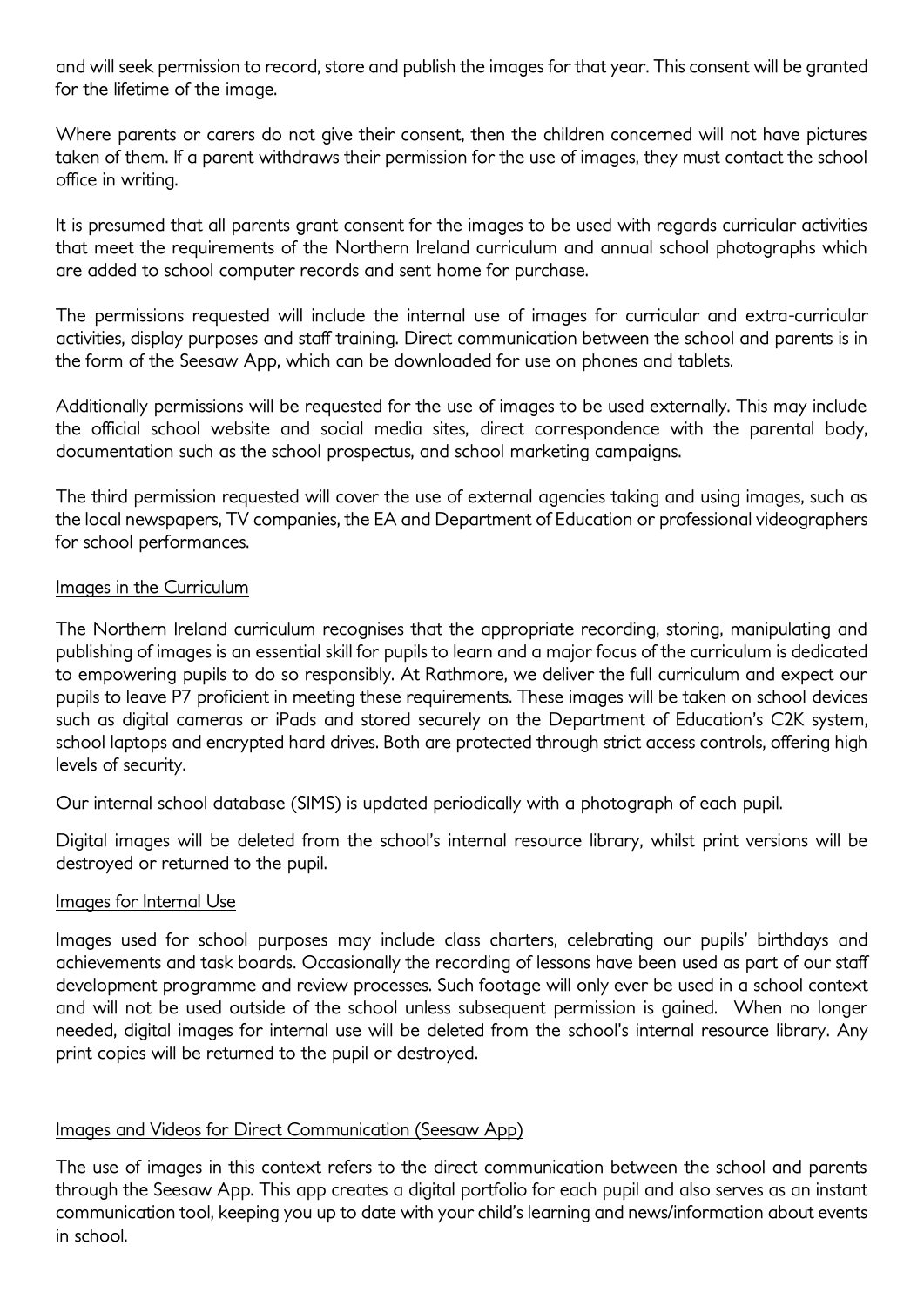and will seek permission to record, store and publish the images for that year. This consent will be granted for the lifetime of the image.

Where parents or carers do not give their consent, then the children concerned will not have pictures taken of them. If a parent withdraws their permission for the use of images, they must contact the school office in writing.

It is presumed that all parents grant consent for the images to be used with regards curricular activities that meet the requirements of the Northern Ireland curriculum and annual school photographs which are added to school computer records and sent home for purchase.

The permissions requested will include the internal use of images for curricular and extra-curricular activities, display purposes and staff training. Direct communication between the school and parents is in the form of the Seesaw App, which can be downloaded for use on phones and tablets.

Additionally permissions will be requested for the use of images to be used externally. This may include the official school website and social media sites, direct correspondence with the parental body, documentation such as the school prospectus, and school marketing campaigns.

The third permission requested will cover the use of external agencies taking and using images, such as the local newspapers, TV companies, the EA and Department of Education or professional videographers for school performances.

## Images in the Curriculum

The Northern Ireland curriculum recognises that the appropriate recording, storing, manipulating and publishing of images is an essential skill for pupils to learn and a major focus of the curriculum is dedicated to empowering pupils to do so responsibly. At Rathmore, we deliver the full curriculum and expect our pupils to leave P7 proficient in meeting these requirements. These images will be taken on school devices such as digital cameras or iPads and stored securely on the Department of Education's C2K system, school laptops and encrypted hard drives. Both are protected through strict access controls, offering high levels of security.

Our internal school database (SIMS) is updated periodically with a photograph of each pupil.

Digital images will be deleted from the school's internal resource library, whilst print versions will be destroyed or returned to the pupil.

## Images for Internal Use

Images used for school purposes may include class charters, celebrating our pupils' birthdays and achievements and task boards. Occasionally the recording of lessons have been used as part of our staff development programme and review processes. Such footage will only ever be used in a school context and will not be used outside of the school unless subsequent permission is gained. When no longer needed, digital images for internal use will be deleted from the school's internal resource library. Any print copies will be returned to the pupil or destroyed.

## Images and Videos for Direct Communication (Seesaw App)

The use of images in this context refers to the direct communication between the school and parents through the Seesaw App. This app creates a digital portfolio for each pupil and also serves as an instant communication tool, keeping you up to date with your child's learning and news/information about events in school.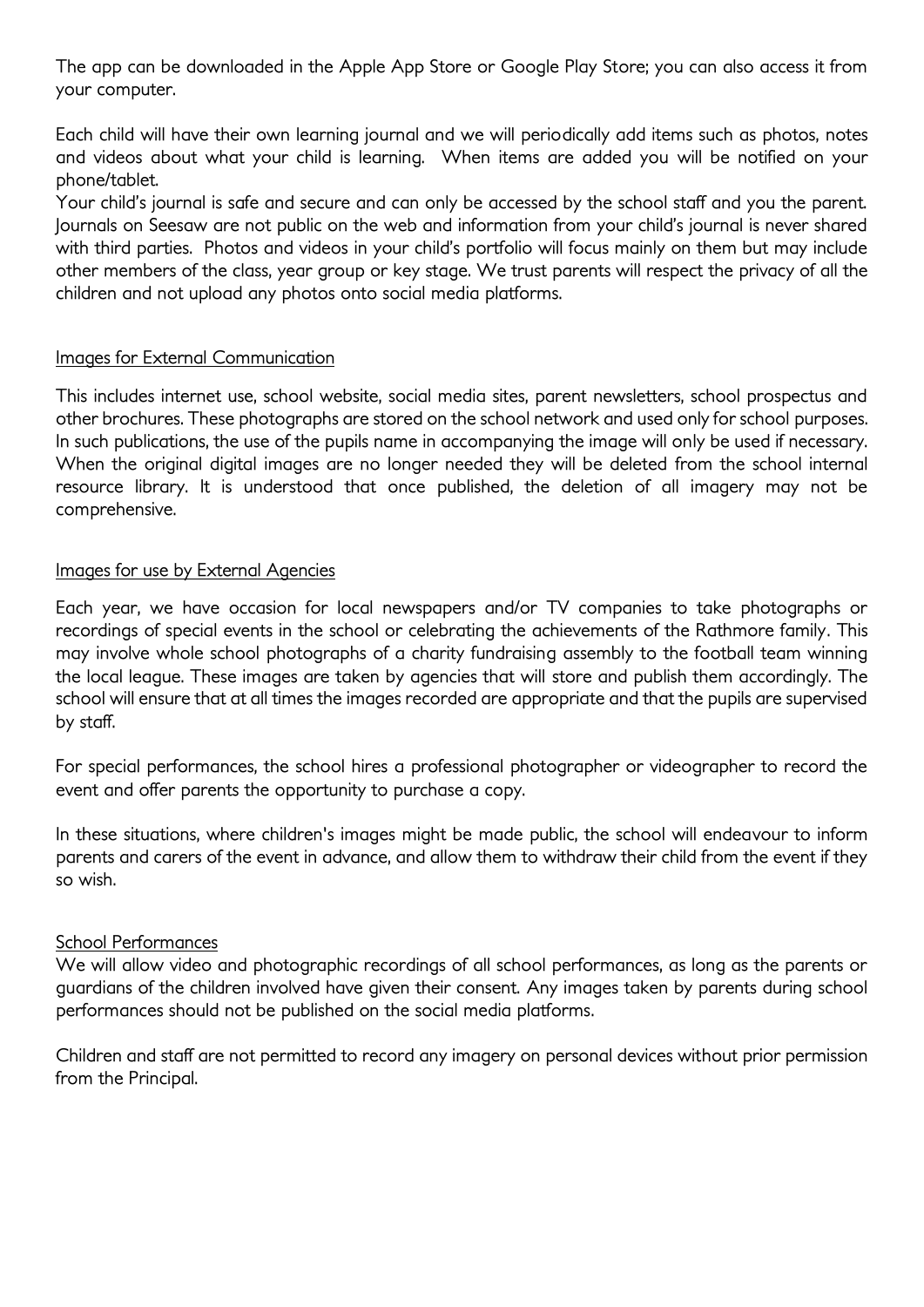The app can be downloaded in the Apple App Store or Google Play Store; you can also access it from your computer.

Each child will have their own learning journal and we will periodically add items such as photos, notes and videos about what your child is learning. When items are added you will be notified on your phone/tablet.

Your child's journal is safe and secure and can only be accessed by the school staff and you the parent. Journals on Seesaw are not public on the web and information from your child's journal is never shared with third parties. Photos and videos in your child's portfolio will focus mainly on them but may include other members of the class, year group or key stage. We trust parents will respect the privacy of all the children and not upload any photos onto social media platforms.

<u>Images for External Communication</u>

This includes internet use, school website, social media sites, parent newsletters, school prospectus and other brochures. These photographs are stored on the school network and used only for school purposes. In such publications, the use of the pupils name in accompanying the image will only be used if necessary. When the original digital images are no longer needed they will be deleted from the school internal resource library. It is understood that once published, the deletion of all imagery may not be comprehensive.

<u>Images for use by External Agencies</u>

Each year, we have occasion for local newspapers and/or TV companies to take photographs or recordings of special events in the school or celebrating the achievements of the Rathmore family. This may involve whole school photographs of a charity fundraising assembly to the football team winning the local league. These images are taken by agencies that will store and publish them accordingly. The school will ensure that at all times the images recorded are appropriate and that the pupils are supervised by staff.

For special performances, the school hires a professional photographer or videographer to record the event and offer parents the opportunity to purchase a copy.

In these situations, where children's images might be made public, the school will endeavour to inform parents and carers of the event in advance, and allow them to withdraw their child from the event if they so wish.

<u>School Performances</u>

We will allow video and photographic recordings of all school performances, as long as the parents or guardians of the children involved have given their consent. Any images taken by parents during school performances should not be published on the social media platforms.

Children and staff are not permitted to record any imagery on personal devices without prior permission from the Principal.